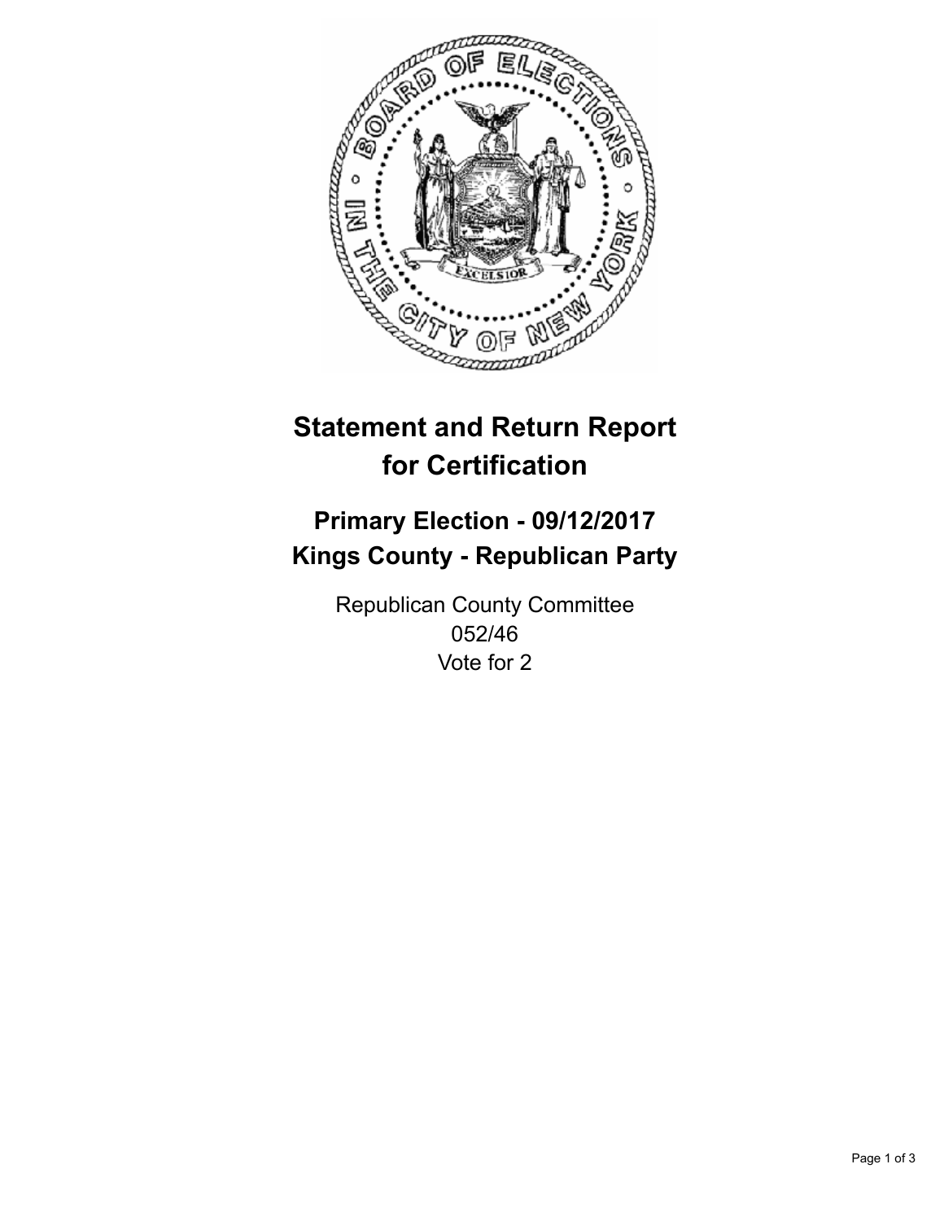# Statement and Return Report for Certification

## Primary Election - 09/12/2017
## Kings County - Republican Party

Republican County Committee
052/46
Vote for 2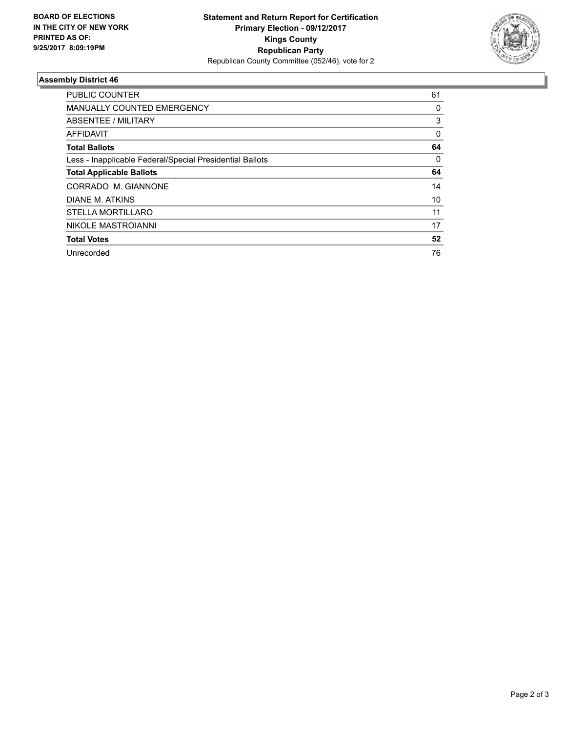**BOARD OF ELECTIONS IN THE CITY OF NEW YORK PRINTED AS OF: 9/25/2017 8:09:19PM**

**Statement and Return Report for Certification**
**Primary Election - 09/12/2017**
**Kings County**
**Republican Party**
Republican County Committee (052/46), vote for 2

### Assembly District 46

| | |
|---|---|
| PUBLIC COUNTER | 61 |
| MANUALLY COUNTED EMERGENCY | 0 |
| ABSENTEE / MILITARY | 3 |
| AFFIDAVIT | 0 |
| **Total Ballots** | **64** |
| Less - Inapplicable Federal/Special Presidential Ballots | 0 |
| **Total Applicable Ballots** | **64** |
| CORRADO M. GIANNONE | 14 |
| DIANE M. ATKINS | 10 |
| STELLA MORTILLARO | 11 |
| NIKOLE MASTROIANNI | 17 |
| **Total Votes** | **52** |
| Unrecorded | 76 |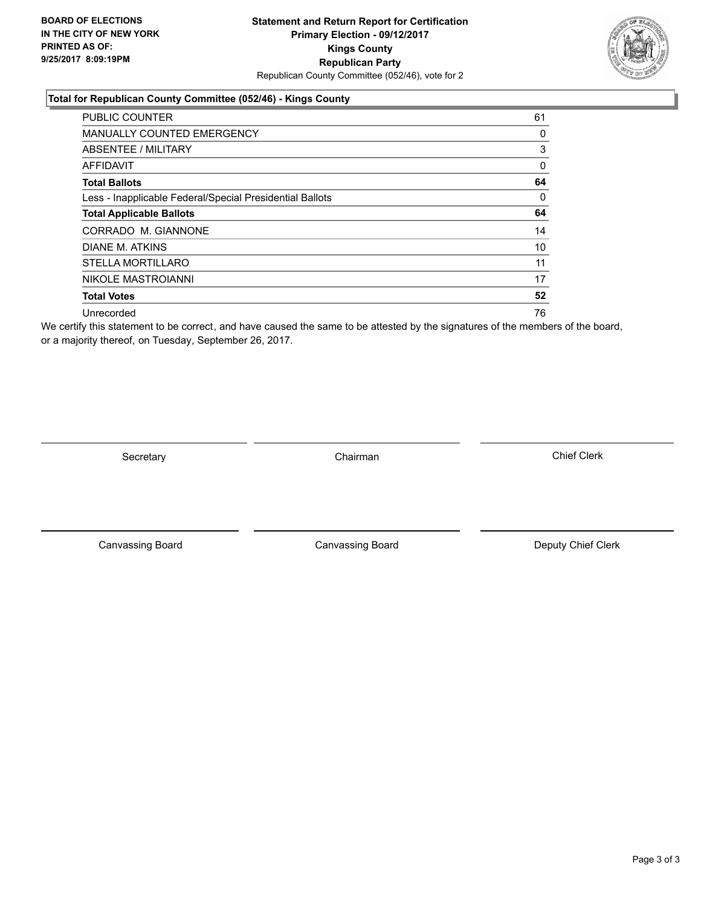**BOARD OF ELECTIONS IN THE CITY OF NEW YORK PRINTED AS OF: 9/25/2017 8:09:19PM**

**Statement and Return Report for Certification**
**Primary Election - 09/12/2017**
**Kings County**
**Republican Party**
Republican County Committee (052/46), vote for 2

### Total for Republican County Committee (052/46) - Kings County

| | |
|---|---|
| PUBLIC COUNTER | 61 |
| MANUALLY COUNTED EMERGENCY | 0 |
| ABSENTEE / MILITARY | 3 |
| AFFIDAVIT | 0 |
| **Total Ballots** | **64** |
| Less - Inapplicable Federal/Special Presidential Ballots | 0 |
| **Total Applicable Ballots** | **64** |
| CORRADO M. GIANNONE | 14 |
| DIANE M. ATKINS | 10 |
| STELLA MORTILLARO | 11 |
| NIKOLE MASTROIANNI | 17 |
| **Total Votes** | **52** |
| Unrecorded | 76 |

We certify this statement to be correct, and have caused the same to be attested by the signatures of the members of the board, or a majority thereof, on Tuesday, September 26, 2017.

Secretary

Chairman

Chief Clerk

Canvassing Board

Canvassing Board

Deputy Chief Clerk